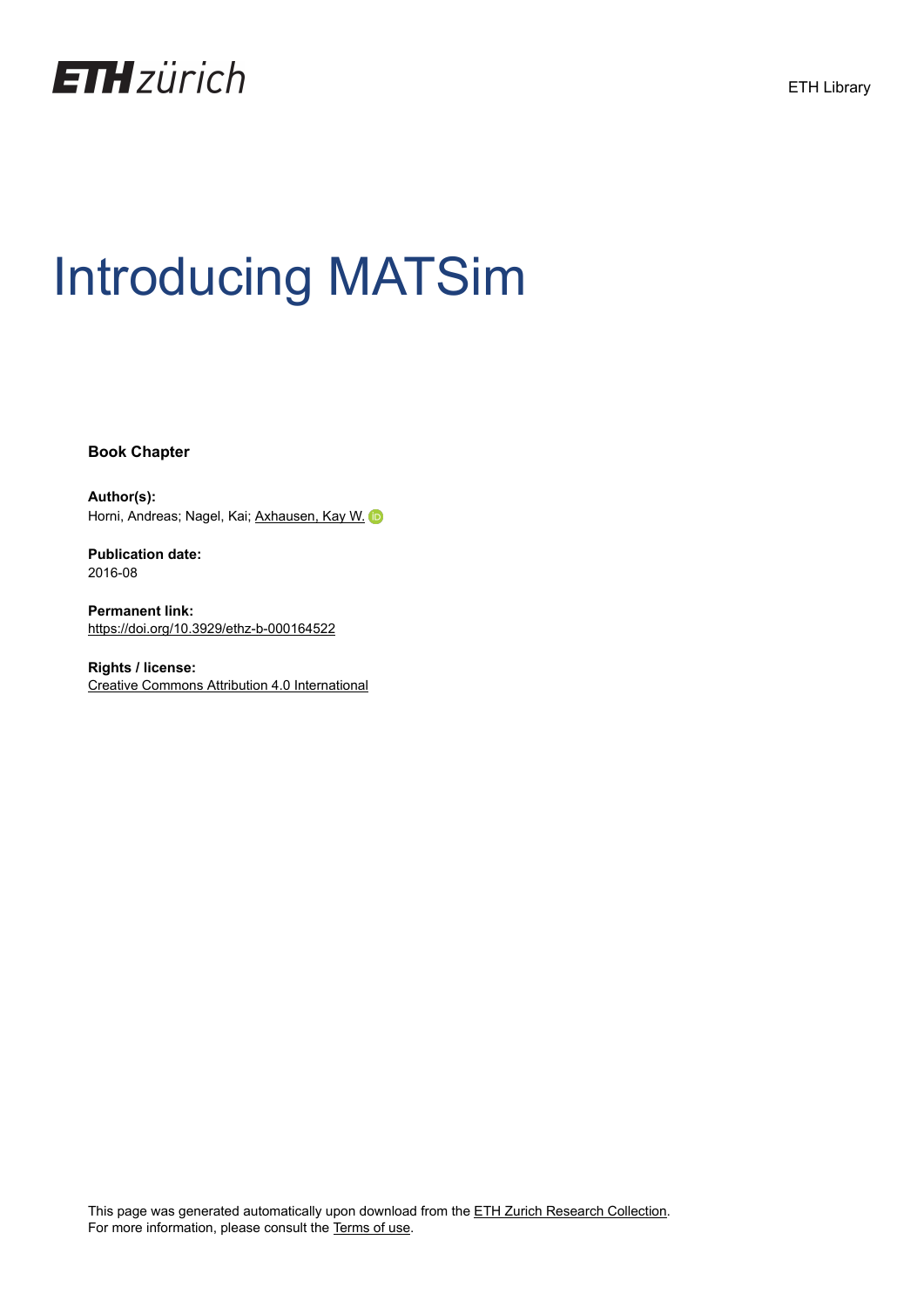ETH Library

# Introducing MATSim

**Book Chapter**

**Author(s):**
Horni, Andreas; Nagel, Kai; Axhausen, Kay W.

**Publication date:**
2016-08

**Permanent link:**
https://doi.org/10.3929/ethz-b-000164522

**Rights / license:**
Creative Commons Attribution 4.0 International

This page was generated automatically upon download from the ETH Zurich Research Collection.
For more information, please consult the Terms of use.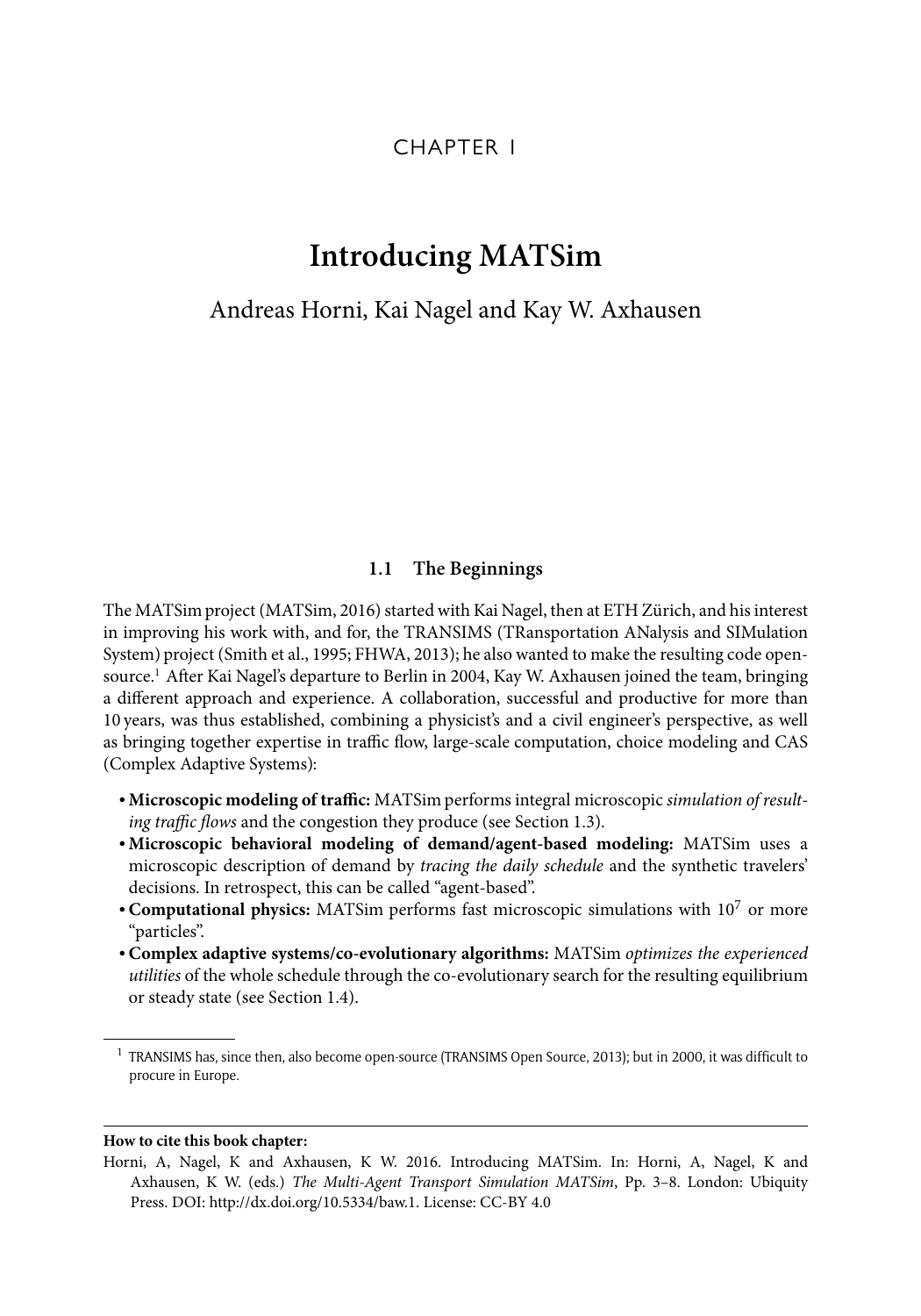CHAPTER 1

# Introducing MATSim

Andreas Horni, Kai Nagel and Kay W. Axhausen

## 1.1 The Beginnings

The MATSim project (MATSim, 2016) started with Kai Nagel, then at ETH Zürich, and his interest in improving his work with, and for, the TRANSIMS (TRansportation ANalysis and SIMulation System) project (Smith et al., 1995; FHWA, 2013); he also wanted to make the resulting code open-source.[1] After Kai Nagel's departure to Berlin in 2004, Kay W. Axhausen joined the team, bringing a different approach and experience. A collaboration, successful and productive for more than 10 years, was thus established, combining a physicist's and a civil engineer's perspective, as well as bringing together expertise in traffic flow, large-scale computation, choice modeling and CAS (Complex Adaptive Systems):

- **Microscopic modeling of traffic:** MATSim performs integral microscopic *simulation of resulting traffic flows* and the congestion they produce (see Section 1.3).
- **Microscopic behavioral modeling of demand/agent-based modeling:** MATSim uses a microscopic description of demand by *tracing the daily schedule* and the synthetic travelers' decisions. In retrospect, this can be called "agent-based".
- **Computational physics:** MATSim performs fast microscopic simulations with $10^7$ or more "particles".
- **Complex adaptive systems/co-evolutionary algorithms:** MATSim *optimizes the experienced utilities* of the whole schedule through the co-evolutionary search for the resulting equilibrium or steady state (see Section 1.4).

[1] TRANSIMS has, since then, also become open-source (TRANSIMS Open Source, 2013); but in 2000, it was difficult to procure in Europe.

**How to cite this book chapter:**

Horni, A, Nagel, K and Axhausen, K W. 2016. Introducing MATSim. In: Horni, A, Nagel, K and Axhausen, K W. (eds.) *The Multi-Agent Transport Simulation MATSim*, Pp. 3–8. London: Ubiquity Press. DOI: http://dx.doi.org/10.5334/baw.1. License: CC-BY 4.0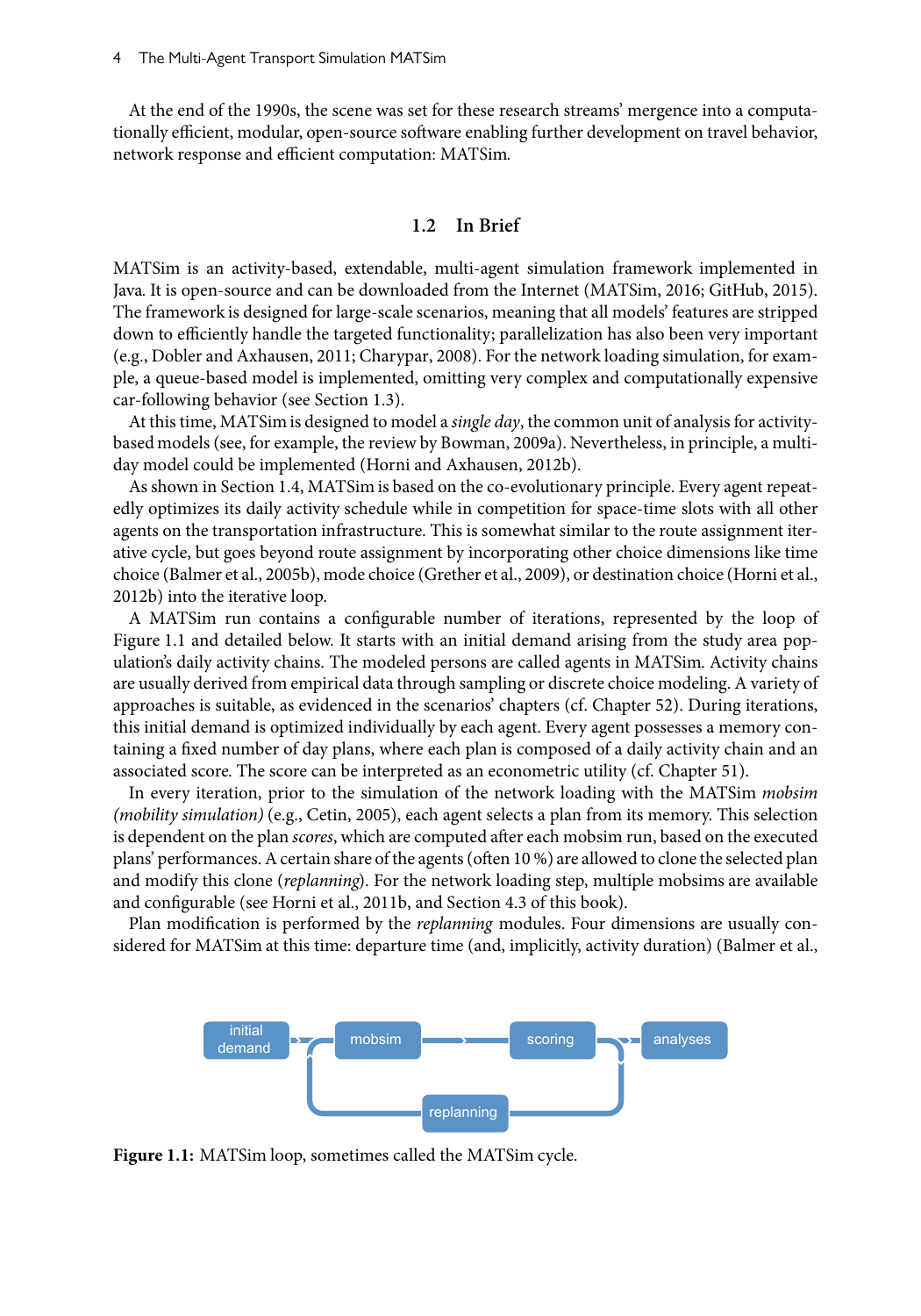At the end of the 1990s, the scene was set for these research streams' mergence into a computationally efficient, modular, open-source software enabling further development on travel behavior, network response and efficient computation: MATSim.

## 1.2 In Brief

MATSim is an activity-based, extendable, multi-agent simulation framework implemented in Java. It is open-source and can be downloaded from the Internet (MATSim, 2016; GitHub, 2015). The framework is designed for large-scale scenarios, meaning that all models' features are stripped down to efficiently handle the targeted functionality; parallelization has also been very important (e.g., Dobler and Axhausen, 2011; Charypar, 2008). For the network loading simulation, for example, a queue-based model is implemented, omitting very complex and computationally expensive car-following behavior (see Section 1.3).

At this time, MATSim is designed to model a *single day*, the common unit of analysis for activity-based models (see, for example, the review by Bowman, 2009a). Nevertheless, in principle, a multi-day model could be implemented (Horni and Axhausen, 2012b).

As shown in Section 1.4, MATSim is based on the co-evolutionary principle. Every agent repeatedly optimizes its daily activity schedule while in competition for space-time slots with all other agents on the transportation infrastructure. This is somewhat similar to the route assignment iterative cycle, but goes beyond route assignment by incorporating other choice dimensions like time choice (Balmer et al., 2005b), mode choice (Grether et al., 2009), or destination choice (Horni et al., 2012b) into the iterative loop.

A MATSim run contains a configurable number of iterations, represented by the loop of Figure 1.1 and detailed below. It starts with an initial demand arising from the study area population's daily activity chains. The modeled persons are called agents in MATSim. Activity chains are usually derived from empirical data through sampling or discrete choice modeling. A variety of approaches is suitable, as evidenced in the scenarios' chapters (cf. Chapter 52). During iterations, this initial demand is optimized individually by each agent. Every agent possesses a memory containing a fixed number of day plans, where each plan is composed of a daily activity chain and an associated score. The score can be interpreted as an econometric utility (cf. Chapter 51).

In every iteration, prior to the simulation of the network loading with the MATSim *mobsim (mobility simulation)* (e.g., Cetin, 2005), each agent selects a plan from its memory. This selection is dependent on the plan *scores*, which are computed after each mobsim run, based on the executed plans' performances. A certain share of the agents (often 10 %) are allowed to clone the selected plan and modify this clone (*replanning*). For the network loading step, multiple mobsims are available and configurable (see Horni et al., 2011b, and Section 4.3 of this book).

Plan modification is performed by the *replanning* modules. Four dimensions are usually considered for MATSim at this time: departure time (and, implicitly, activity duration) (Balmer et al.,

initial demand → mobsim → scoring → analyses; scoring → replanning → mobsim

**Figure 1.1:** MATSim loop, sometimes called the MATSim cycle.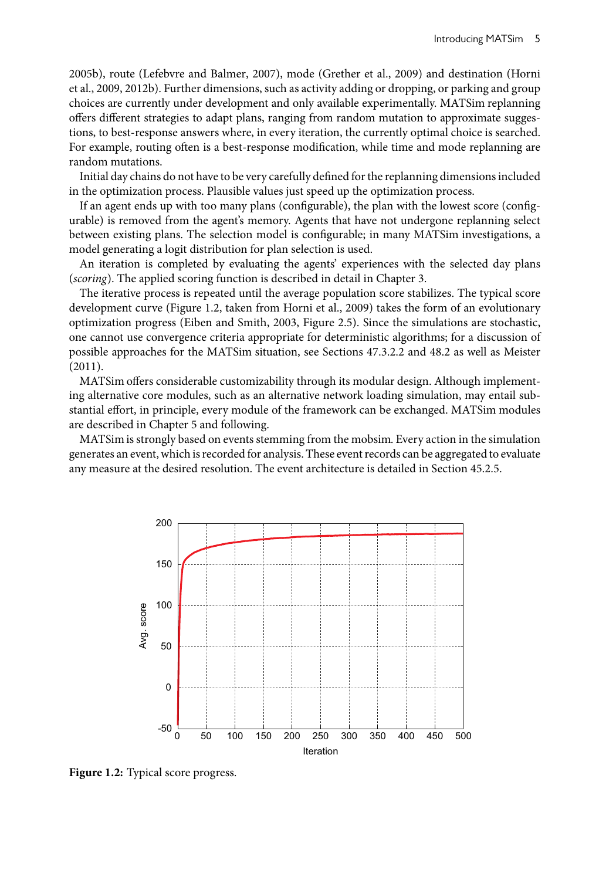2005b), route (Lefebvre and Balmer, 2007), mode (Grether et al., 2009) and destination (Horni et al., 2009, 2012b). Further dimensions, such as activity adding or dropping, or parking and group choices are currently under development and only available experimentally. MATSim replanning offers different strategies to adapt plans, ranging from random mutation to approximate suggestions, to best-response answers where, in every iteration, the currently optimal choice is searched. For example, routing often is a best-response modification, while time and mode replanning are random mutations.

Initial day chains do not have to be very carefully defined for the replanning dimensions included in the optimization process. Plausible values just speed up the optimization process.

If an agent ends up with too many plans (configurable), the plan with the lowest score (configurable) is removed from the agent's memory. Agents that have not undergone replanning select between existing plans. The selection model is configurable; in many MATSim investigations, a model generating a logit distribution for plan selection is used.

An iteration is completed by evaluating the agents' experiences with the selected day plans (*scoring*). The applied scoring function is described in detail in Chapter 3.

The iterative process is repeated until the average population score stabilizes. The typical score development curve (Figure 1.2, taken from Horni et al., 2009) takes the form of an evolutionary optimization progress (Eiben and Smith, 2003, Figure 2.5). Since the simulations are stochastic, one cannot use convergence criteria appropriate for deterministic algorithms; for a discussion of possible approaches for the MATSim situation, see Sections 47.3.2.2 and 48.2 as well as Meister (2011).

MATSim offers considerable customizability through its modular design. Although implementing alternative core modules, such as an alternative network loading simulation, may entail substantial effort, in principle, every module of the framework can be exchanged. MATSim modules are described in Chapter 5 and following.

MATSim is strongly based on events stemming from the mobsim. Every action in the simulation generates an event, which is recorded for analysis. These event records can be aggregated to evaluate any measure at the desired resolution. The event architecture is detailed in Section 45.2.5.

**Figure 1.2:** Typical score progress.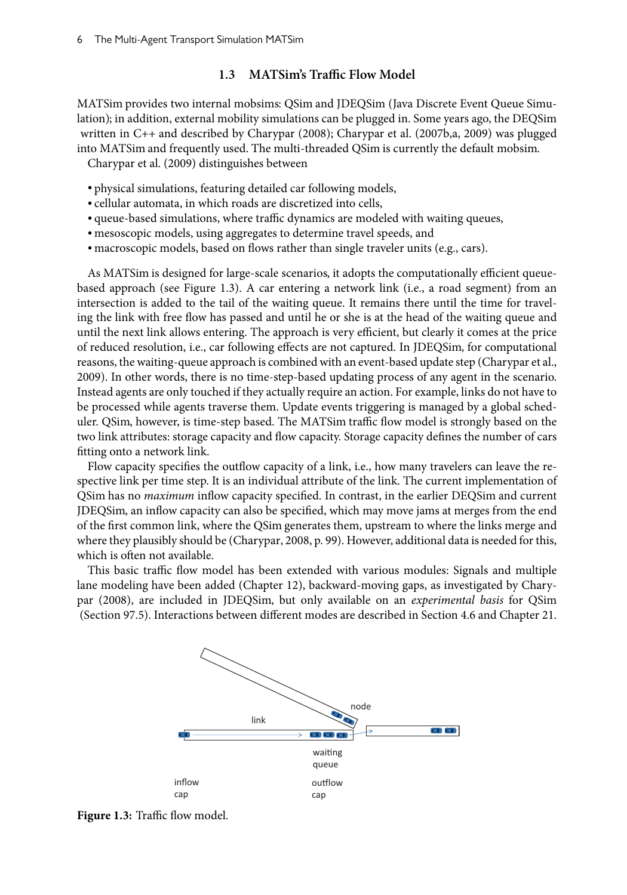## 1.3 MATSim's Traffic Flow Model

MATSim provides two internal mobsims: QSim and JDEQSim (Java Discrete Event Queue Simulation); in addition, external mobility simulations can be plugged in. Some years ago, the DEQSim written in C++ and described by Charypar (2008); Charypar et al. (2007b,a, 2009) was plugged into MATSim and frequently used. The multi-threaded QSim is currently the default mobsim.

Charypar et al. (2009) distinguishes between

- physical simulations, featuring detailed car following models,
- cellular automata, in which roads are discretized into cells,
- queue-based simulations, where traffic dynamics are modeled with waiting queues,
- mesoscopic models, using aggregates to determine travel speeds, and
- macroscopic models, based on flows rather than single traveler units (e.g., cars).

As MATSim is designed for large-scale scenarios, it adopts the computationally efficient queue-based approach (see Figure 1.3). A car entering a network link (i.e., a road segment) from an intersection is added to the tail of the waiting queue. It remains there until the time for traveling the link with free flow has passed and until he or she is at the head of the waiting queue and until the next link allows entering. The approach is very efficient, but clearly it comes at the price of reduced resolution, i.e., car following effects are not captured. In JDEQSim, for computational reasons, the waiting-queue approach is combined with an event-based update step (Charypar et al., 2009). In other words, there is no time-step-based updating process of any agent in the scenario. Instead agents are only touched if they actually require an action. For example, links do not have to be processed while agents traverse them. Update events triggering is managed by a global scheduler. QSim, however, is time-step based. The MATSim traffic flow model is strongly based on the two link attributes: storage capacity and flow capacity. Storage capacity defines the number of cars fitting onto a network link.

Flow capacity specifies the outflow capacity of a link, i.e., how many travelers can leave the respective link per time step. It is an individual attribute of the link. The current implementation of QSim has no *maximum* inflow capacity specified. In contrast, in the earlier DEQSim and current JDEQSim, an inflow capacity can also be specified, which may move jams at merges from the end of the first common link, where the QSim generates them, upstream to where the links merge and where they plausibly should be (Charypar, 2008, p. 99). However, additional data is needed for this, which is often not available.

This basic traffic flow model has been extended with various modules: Signals and multiple lane modeling have been added (Chapter 12), backward-moving gaps, as investigated by Charypar (2008), are included in JDEQSim, but only available on an *experimental basis* for QSim (Section 97.5). Interactions between different modes are described in Section 4.6 and Chapter 21.

**Figure 1.3:** Traffic flow model.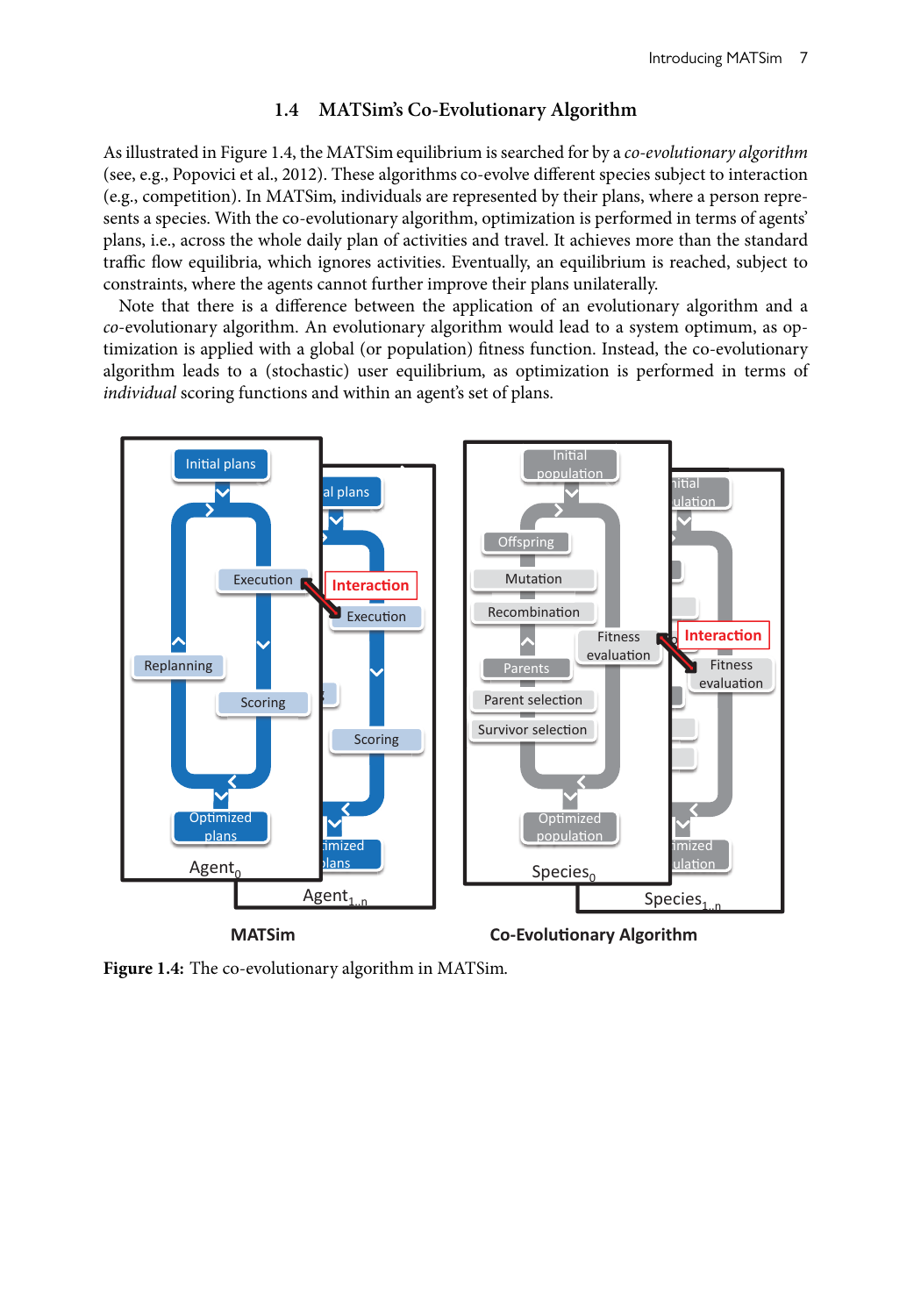## 1.4 MATSim's Co-Evolutionary Algorithm

As illustrated in Figure 1.4, the MATSim equilibrium is searched for by a *co-evolutionary algorithm* (see, e.g., Popovici et al., 2012). These algorithms co-evolve different species subject to interaction (e.g., competition). In MATSim, individuals are represented by their plans, where a person represents a species. With the co-evolutionary algorithm, optimization is performed in terms of agents' plans, i.e., across the whole daily plan of activities and travel. It achieves more than the standard traffic flow equilibria, which ignores activities. Eventually, an equilibrium is reached, subject to constraints, where the agents cannot further improve their plans unilaterally.

Note that there is a difference between the application of an evolutionary algorithm and a *co*-evolutionary algorithm. An evolutionary algorithm would lead to a system optimum, as optimization is applied with a global (or population) fitness function. Instead, the co-evolutionary algorithm leads to a (stochastic) user equilibrium, as optimization is performed in terms of *individual* scoring functions and within an agent's set of plans.

Initial plans
Execution
Interaction
Execution
Replanning
Scoring
Scoring
Optimized plans
Agent$_0$
Agent$_{1..n}$
MATSim

Initial population
Offspring
Mutation
Recombination
Fitness evaluation
Interaction
Fitness evaluation
Parents
Parent selection
Survivor selection
Optimized population
Species$_0$
Species$_{1..n}$
Co-Evolutionary Algorithm

**Figure 1.4:** The co-evolutionary algorithm in MATSim.